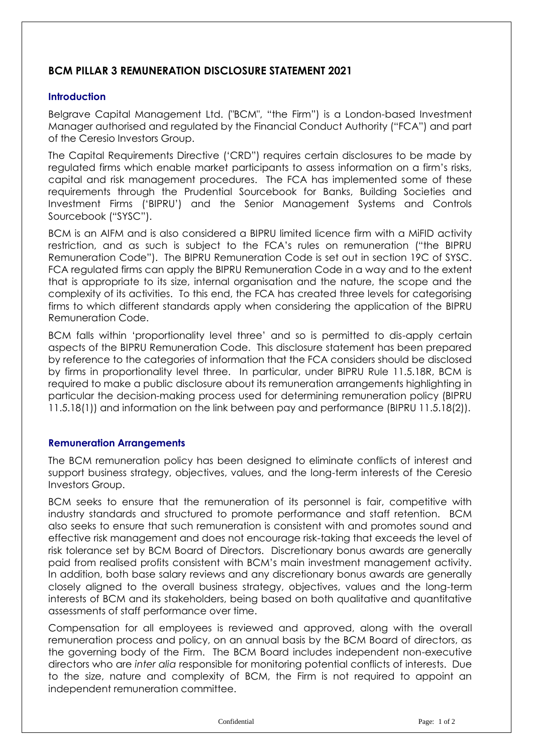# BCM PILLAR 3 REMUNERATION DISCLOSURE STATEMENT 2021

## Introduction

Belgrave Capital Management Ltd. ("BCM", "the Firm") is a London-based Investment Manager authorised and regulated by the Financial Conduct Authority ("FCA") and part of the Ceresio Investors Group.

The Capital Requirements Directive ('CRD") requires certain disclosures to be made by regulated firms which enable market participants to assess information on a firm's risks, capital and risk management procedures. The FCA has implemented some of these requirements through the Prudential Sourcebook for Banks, Building Societies and Investment Firms ('BIPRU') and the Senior Management Systems and Controls Sourcebook ("SYSC").

BCM is an AIFM and is also considered a BIPRU limited licence firm with a MiFID activity restriction, and as such is subject to the FCA's rules on remuneration ("the BIPRU Remuneration Code"). The BIPRU Remuneration Code is set out in section 19C of SYSC. FCA regulated firms can apply the BIPRU Remuneration Code in a way and to the extent that is appropriate to its size, internal organisation and the nature, the scope and the complexity of its activities. To this end, the FCA has created three levels for categorising firms to which different standards apply when considering the application of the BIPRU Remuneration Code.

BCM falls within 'proportionality level three' and so is permitted to dis-apply certain aspects of the BIPRU Remuneration Code. This disclosure statement has been prepared by reference to the categories of information that the FCA considers should be disclosed by firms in proportionality level three. In particular, under BIPRU Rule 11.5.18R, BCM is required to make a public disclosure about its remuneration arrangements highlighting in particular the decision-making process used for determining remuneration policy (BIPRU 11.5.18(1)) and information on the link between pay and performance (BIPRU 11.5.18(2)).

## Remuneration Arrangements

The BCM remuneration policy has been designed to eliminate conflicts of interest and support business strategy, objectives, values, and the long-term interests of the Ceresio Investors Group.

BCM seeks to ensure that the remuneration of its personnel is fair, competitive with industry standards and structured to promote performance and staff retention. BCM also seeks to ensure that such remuneration is consistent with and promotes sound and effective risk management and does not encourage risk-taking that exceeds the level of risk tolerance set by BCM Board of Directors. Discretionary bonus awards are generally paid from realised profits consistent with BCM's main investment management activity. In addition, both base salary reviews and any discretionary bonus awards are generally closely aligned to the overall business strategy, objectives, values and the long-term interests of BCM and its stakeholders, being based on both qualitative and quantitative assessments of staff performance over time.

Compensation for all employees is reviewed and approved, along with the overall remuneration process and policy, on an annual basis by the BCM Board of directors, as the governing body of the Firm. The BCM Board includes independent non-executive directors who are *inter alia* responsible for monitoring potential conflicts of interests. Due to the size, nature and complexity of BCM, the Firm is not required to appoint an independent remuneration committee.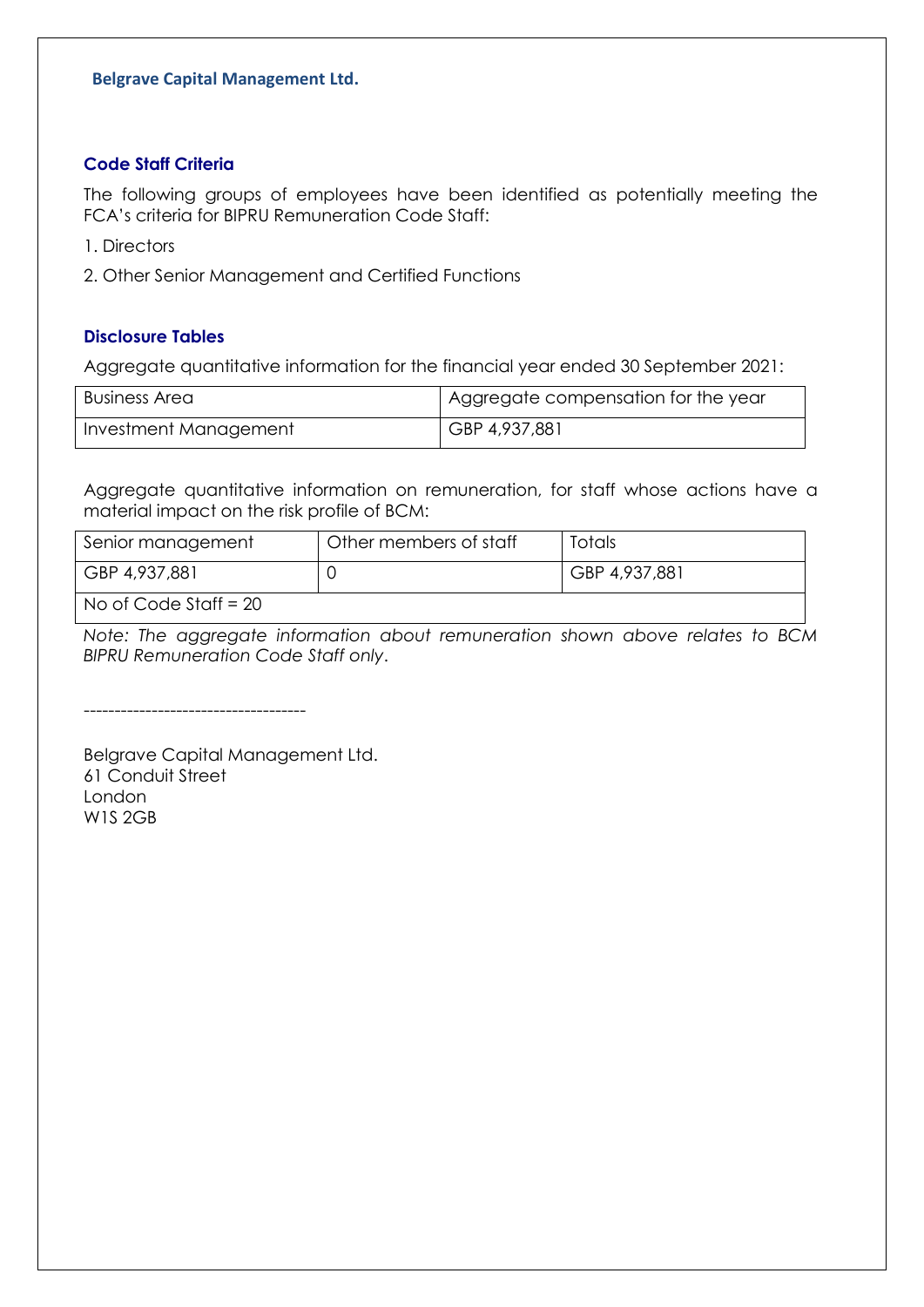**Belgrave Capital Management Ltd.**

### Code Staff Criteria

The following groups of employees have been identified as potentially meeting the FCA's criteria for BIPRU Remuneration Code Staff:

1. Directors
2. Other Senior Management and Certified Functions

### Disclosure Tables

Aggregate quantitative information for the financial year ended 30 September 2021:

| Business Area | Aggregate compensation for the year |
|---|---|
| Investment Management | GBP 4,937,881 |

Aggregate quantitative information on remuneration, for staff whose actions have a material impact on the risk profile of BCM:

| Senior management | Other members of staff | Totals |
|---|---|---|
| GBP 4,937,881 | 0 | GBP 4,937,881 |
| No of Code Staff = 20 | | |

*Note: The aggregate information about remuneration shown above relates to BCM BIPRU Remuneration Code Staff only.*

------------------------------------

Belgrave Capital Management Ltd.
61 Conduit Street
London
W1S 2GB